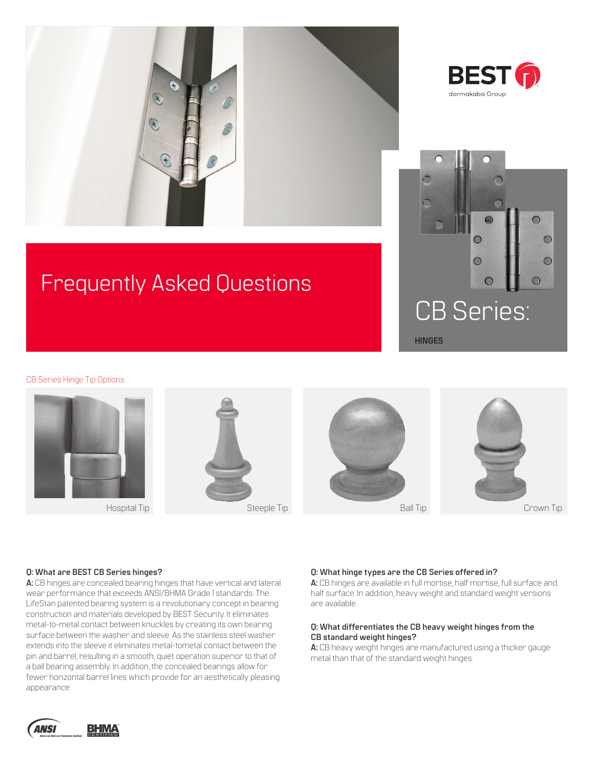BEST
dormakaba Group

# Frequently Asked Questions

# CB Series:

**HINGES**

CB Series Hinge Tip Options

Hospital Tip

Steeple Tip

Ball Tip

Crown Tip

**Q: What are BEST CB Series hinges?**

**A:** CB hinges are concealed bearing hinges that have vertical and lateral wear performance that exceeds ANSI/BHMA Grade 1 standards. The LifeStan patented bearing system is a revolutionary concept in bearing construction and materials developed by BEST Security. It eliminates metal-to-metal contact between knuckles by creating its own bearing surface between the washer and sleeve. As the stainless steel washer extends into the sleeve it eliminates metal-tometal contact between the pin and barrel, resulting in a smooth, quiet operation superior to that of a ball bearing assembly. In addition, the concealed bearings allow for fewer horizontal barrel lines which provide for an aesthetically pleasing appearance.

**Q: What hinge types are the CB Series offered in?**

**A:** CB hinges are available in full mortise, half mortise, full surface and half surface. In addition, heavy weight and standard weight versions are available.

**Q: What differentiates the CB heavy weight hinges from the CB standard weight hinges?**

**A:** CB heavy weight hinges are manufactured using a thicker gauge metal than that of the standard weight hinges.

ANSI American National Standards Institute

BHMA CERTIFIED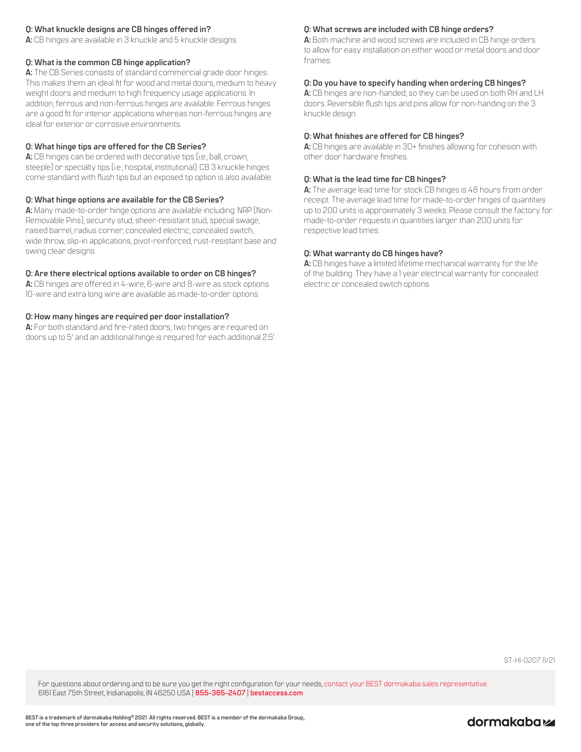**Q: What knuckle designs are CB hinges offered in?**
**A:** CB hinges are available in 3 knuckle and 5 knuckle designs.

**Q: What is the common CB hinge application?**
**A:** The CB Series consists of standard commercial grade door hinges. This makes them an ideal fit for wood and metal doors, medium to heavy weight doors and medium to high frequency usage applications. In addition, ferrous and non-ferrous hinges are available. Ferrous hinges are a good fit for interior applications whereas non-ferrous hinges are ideal for exterior or corrosive environments.

**Q: What hinge tips are offered for the CB Series?**
**A:** CB hinges can be ordered with decorative tips (i.e., ball, crown, steeple) or specialty tips (i.e., hospital, institutional). CB 3 knuckle hinges come standard with flush tips but an exposed tip option is also available.

**Q: What hinge options are available for the CB Series?**
**A:** Many made-to-order hinge options are available including: NRP (Non-Removable Pins), security stud, sheer-resistant stud, special swage, raised barrel, radius corner, concealed electric, concealed switch, wide throw, slip-in applications, pivot-reinforced, rust-resistant base and swing clear designs.

**Q: Are there electrical options available to order on CB hinges?**
**A:** CB hinges are offered in 4-wire, 6-wire and 8-wire as stock options. 10-wire and extra long wire are available as made-to-order options.

**Q: How many hinges are required per door installation?**
**A:** For both standard and fire-rated doors, two hinges are required on doors up to 5' and an additional hinge is required for each additional 2.5'.

**Q: What screws are included with CB hinge orders?**
**A:** Both machine and wood screws are included in CB hinge orders to allow for easy installation on either wood or metal doors and door frames.

**Q: Do you have to specify handing when ordering CB hinges?**
**A:** CB hinges are non-handed, so they can be used on both RH and LH doors. Reversible flush tips and pins allow for non-handing on the 3 knuckle design.

**Q: What finishes are offered for CB hinges?**
**A:** CB hinges are available in 30+ finishes allowing for cohesion with other door hardware finishes.

**Q: What is the lead time for CB hinges?**
**A:** The average lead time for stock CB hinges is 48 hours from order receipt. The average lead time for made-to-order hinges of quantities up to 200 units is approximately 3 weeks. Please consult the factory for made-to-order requests in quantities larger than 200 units for respective lead times.

**Q: What warranty do CB hinges have?**
**A:** CB hinges have a limited lifetime mechanical warranty for the life of the building. They have a 1 year electrical warranty for concealed electric or concealed switch options.

ST-HI-0207 11/21

For questions about ordering and to be sure you get the right configuration for your needs, contact your BEST dormakaba sales representative.
6161 East 75th Street, Indianapolis, IN 46250 USA | **855-365-2407** | **bestaccess.com**

**BEST is a trademark of dormakaba Holding© 2021 All rights reserved. BEST is a member of the dormakaba Group, one of the top three providers for access and security solutions, globally.**

dormakaba